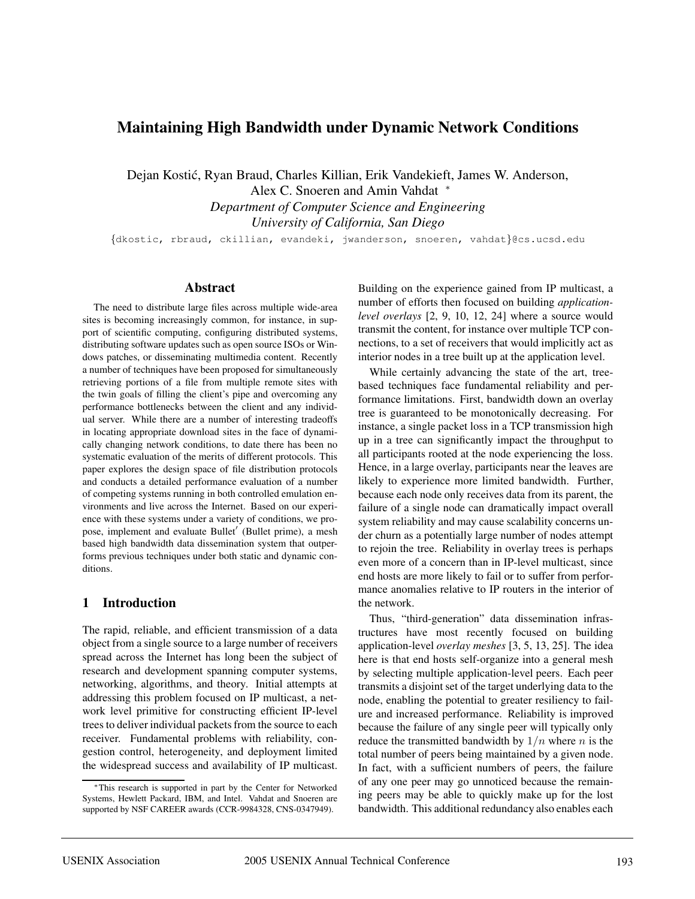# Maintaining High Bandwidth under Dynamic Network Conditions

Dejan Kostić, Ryan Braud, Charles Killian, Erik Vandekieft, James W. Anderson, Alex C. Snoeren and Amin Vahdat *

*Department of Computer Science and Engineering*
*University of California, San Diego*

{dkostic, rbraud, ckillian, evandeki, jwanderson, snoeren, vahdat}@cs.ucsd.edu

## Abstract

The need to distribute large files across multiple wide-area sites is becoming increasingly common, for instance, in support of scientific computing, configuring distributed systems, distributing software updates such as open source ISOs or Windows patches, or disseminating multimedia content. Recently a number of techniques have been proposed for simultaneously retrieving portions of a file from multiple remote sites with the twin goals of filling the client's pipe and overcoming any performance bottlenecks between the client and any individual server. While there are a number of interesting tradeoffs in locating appropriate download sites in the face of dynamically changing network conditions, to date there has been no systematic evaluation of the merits of different protocols. This paper explores the design space of file distribution protocols and conducts a detailed performance evaluation of a number of competing systems running in both controlled emulation environments and live across the Internet. Based on our experience with these systems under a variety of conditions, we propose, implement and evaluate Bullet′ (Bullet prime), a mesh based high bandwidth data dissemination system that outperforms previous techniques under both static and dynamic conditions.

## 1 Introduction

The rapid, reliable, and efficient transmission of a data object from a single source to a large number of receivers spread across the Internet has long been the subject of research and development spanning computer systems, networking, algorithms, and theory. Initial attempts at addressing this problem focused on IP multicast, a network level primitive for constructing efficient IP-level trees to deliver individual packets from the source to each receiver. Fundamental problems with reliability, congestion control, heterogeneity, and deployment limited the widespread success and availability of IP multicast. Building on the experience gained from IP multicast, a number of efforts then focused on building *application-level overlays* [2, 9, 10, 12, 24] where a source would transmit the content, for instance over multiple TCP connections, to a set of receivers that would implicitly act as interior nodes in a tree built up at the application level.

While certainly advancing the state of the art, tree-based techniques face fundamental reliability and performance limitations. First, bandwidth down an overlay tree is guaranteed to be monotonically decreasing. For instance, a single packet loss in a TCP transmission high up in a tree can significantly impact the throughput to all participants rooted at the node experiencing the loss. Hence, in a large overlay, participants near the leaves are likely to experience more limited bandwidth. Further, because each node only receives data from its parent, the failure of a single node can dramatically impact overall system reliability and may cause scalability concerns under churn as a potentially large number of nodes attempt to rejoin the tree. Reliability in overlay trees is perhaps even more of a concern than in IP-level multicast, since end hosts are more likely to fail or to suffer from performance anomalies relative to IP routers in the interior of the network.

Thus, "third-generation" data dissemination infrastructures have most recently focused on building application-level *overlay meshes* [3, 5, 13, 25]. The idea here is that end hosts self-organize into a general mesh by selecting multiple application-level peers. Each peer transmits a disjoint set of the target underlying data to the node, enabling the potential to greater resiliency to failure and increased performance. Reliability is improved because the failure of any single peer will typically only reduce the transmitted bandwidth by $1/n$ where $n$ is the total number of peers being maintained by a given node. In fact, with a sufficient numbers of peers, the failure of any one peer may go unnoticed because the remaining peers may be able to quickly make up for the lost bandwidth. This additional redundancy also enables each

*This research is supported in part by the Center for Networked Systems, Hewlett Packard, IBM, and Intel. Vahdat and Snoeren are supported by NSF CAREER awards (CCR-9984328, CNS-0347949).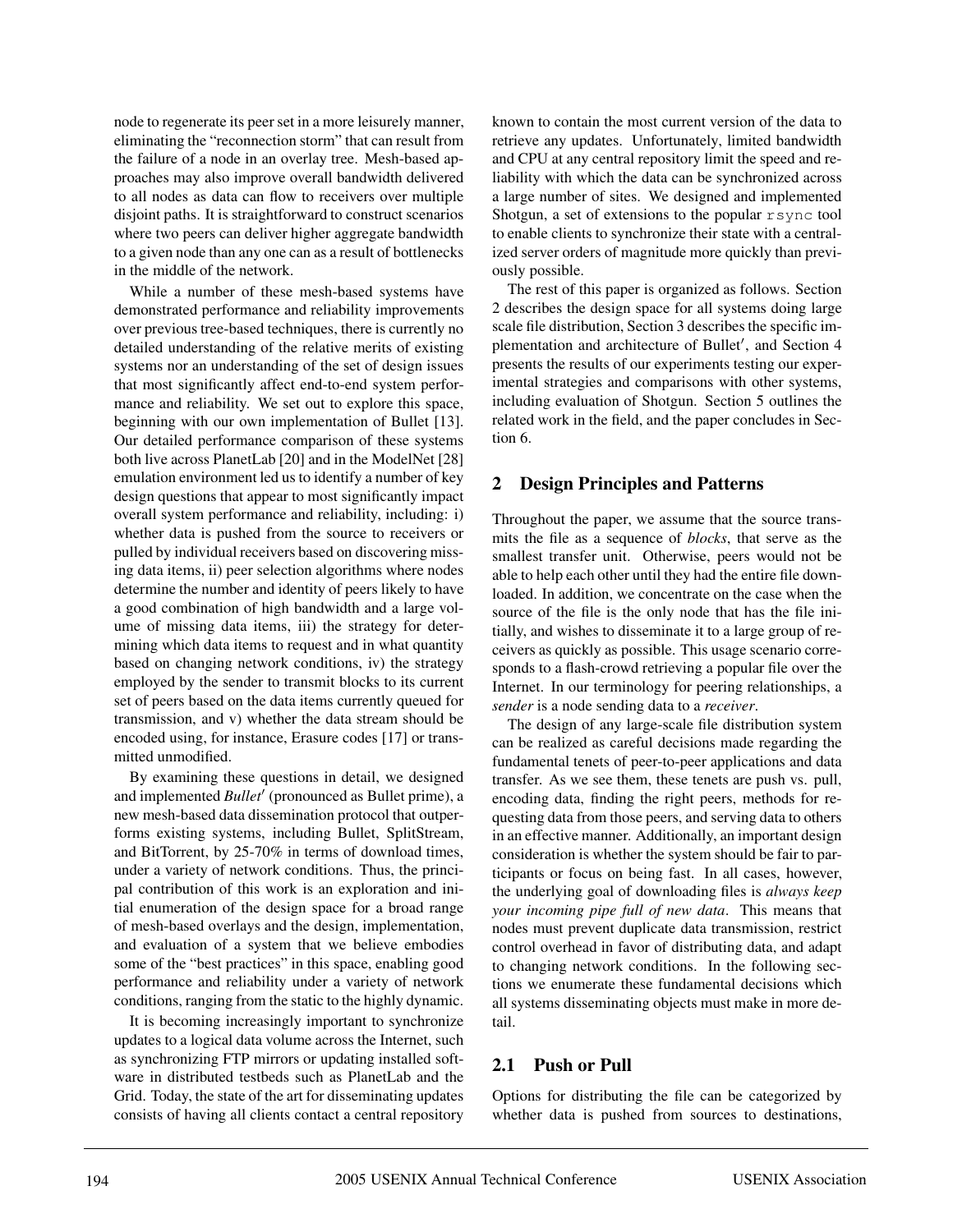node to regenerate its peer set in a more leisurely manner, eliminating the "reconnection storm" that can result from the failure of a node in an overlay tree. Mesh-based approaches may also improve overall bandwidth delivered to all nodes as data can flow to receivers over multiple disjoint paths. It is straightforward to construct scenarios where two peers can deliver higher aggregate bandwidth to a given node than any one can as a result of bottlenecks in the middle of the network.

While a number of these mesh-based systems have demonstrated performance and reliability improvements over previous tree-based techniques, there is currently no detailed understanding of the relative merits of existing systems nor an understanding of the set of design issues that most significantly affect end-to-end system performance and reliability. We set out to explore this space, beginning with our own implementation of Bullet [13]. Our detailed performance comparison of these systems both live across PlanetLab [20] and in the ModelNet [28] emulation environment led us to identify a number of key design questions that appear to most significantly impact overall system performance and reliability, including: i) whether data is pushed from the source to receivers or pulled by individual receivers based on discovering missing data items, ii) peer selection algorithms where nodes determine the number and identity of peers likely to have a good combination of high bandwidth and a large volume of missing data items, iii) the strategy for determining which data items to request and in what quantity based on changing network conditions, iv) the strategy employed by the sender to transmit blocks to its current set of peers based on the data items currently queued for transmission, and v) whether the data stream should be encoded using, for instance, Erasure codes [17] or transmitted unmodified.

By examining these questions in detail, we designed and implemented *Bullet′* (pronounced as Bullet prime), a new mesh-based data dissemination protocol that outperforms existing systems, including Bullet, SplitStream, and BitTorrent, by 25-70% in terms of download times, under a variety of network conditions. Thus, the principal contribution of this work is an exploration and initial enumeration of the design space for a broad range of mesh-based overlays and the design, implementation, and evaluation of a system that we believe embodies some of the "best practices" in this space, enabling good performance and reliability under a variety of network conditions, ranging from the static to the highly dynamic.

It is becoming increasingly important to synchronize updates to a logical data volume across the Internet, such as synchronizing FTP mirrors or updating installed software in distributed testbeds such as PlanetLab and the Grid. Today, the state of the art for disseminating updates consists of having all clients contact a central repository known to contain the most current version of the data to retrieve any updates. Unfortunately, limited bandwidth and CPU at any central repository limit the speed and reliability with which the data can be synchronized across a large number of sites. We designed and implemented Shotgun, a set of extensions to the popular `rsync` tool to enable clients to synchronize their state with a centralized server orders of magnitude more quickly than previously possible.

The rest of this paper is organized as follows. Section 2 describes the design space for all systems doing large scale file distribution, Section 3 describes the specific implementation and architecture of Bullet′, and Section 4 presents the results of our experiments testing our experimental strategies and comparisons with other systems, including evaluation of Shotgun. Section 5 outlines the related work in the field, and the paper concludes in Section 6.

## 2 Design Principles and Patterns

Throughout the paper, we assume that the source transmits the file as a sequence of *blocks*, that serve as the smallest transfer unit. Otherwise, peers would not be able to help each other until they had the entire file downloaded. In addition, we concentrate on the case when the source of the file is the only node that has the file initially, and wishes to disseminate it to a large group of receivers as quickly as possible. This usage scenario corresponds to a flash-crowd retrieving a popular file over the Internet. In our terminology for peering relationships, a *sender* is a node sending data to a *receiver*.

The design of any large-scale file distribution system can be realized as careful decisions made regarding the fundamental tenets of peer-to-peer applications and data transfer. As we see them, these tenets are push vs. pull, encoding data, finding the right peers, methods for requesting data from those peers, and serving data to others in an effective manner. Additionally, an important design consideration is whether the system should be fair to participants or focus on being fast. In all cases, however, the underlying goal of downloading files is *always keep your incoming pipe full of new data*. This means that nodes must prevent duplicate data transmission, restrict control overhead in favor of distributing data, and adapt to changing network conditions. In the following sections we enumerate these fundamental decisions which all systems disseminating objects must make in more detail.

### 2.1 Push or Pull

Options for distributing the file can be categorized by whether data is pushed from sources to destinations,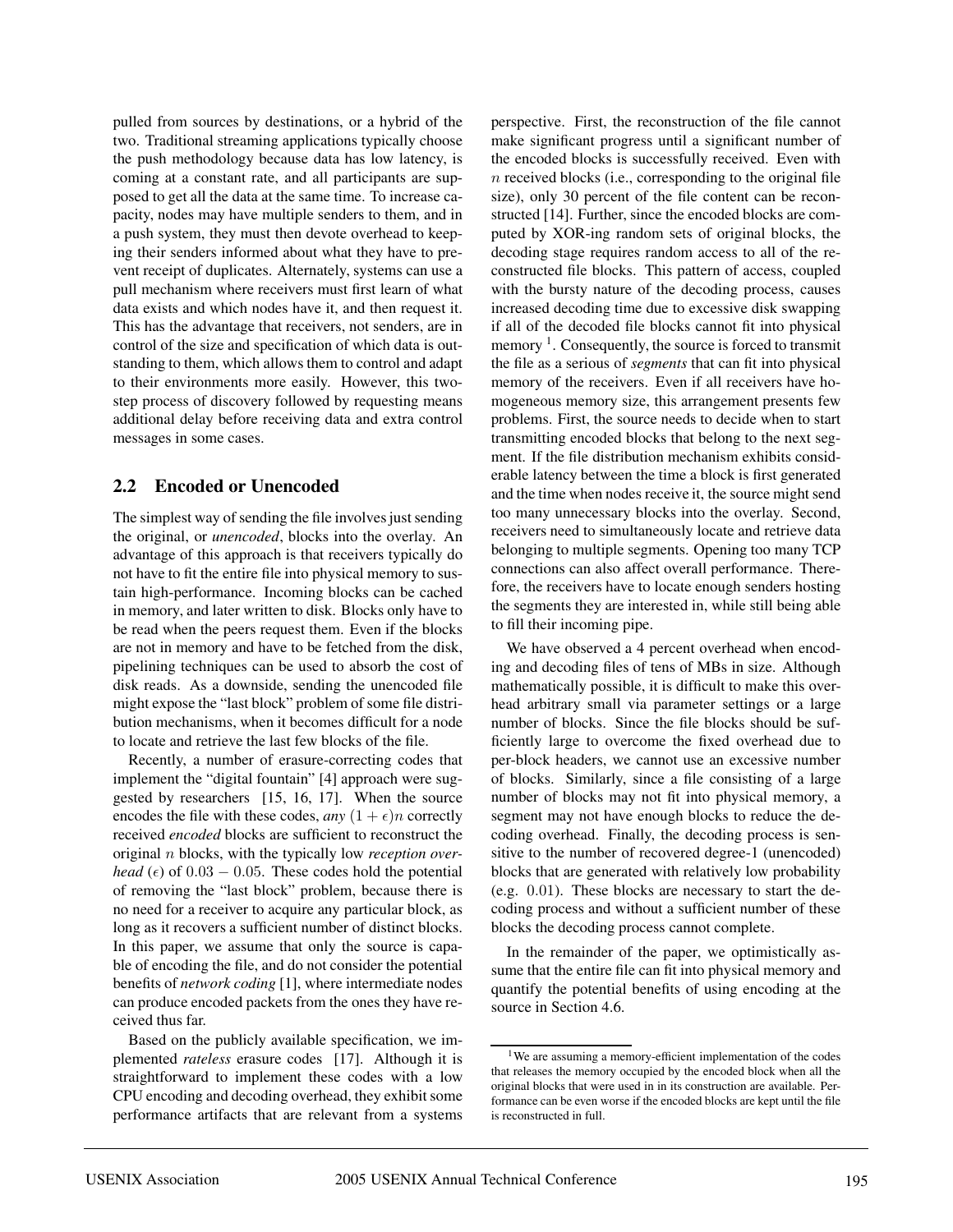pulled from sources by destinations, or a hybrid of the two. Traditional streaming applications typically choose the push methodology because data has low latency, is coming at a constant rate, and all participants are supposed to get all the data at the same time. To increase capacity, nodes may have multiple senders to them, and in a push system, they must then devote overhead to keeping their senders informed about what they have to prevent receipt of duplicates. Alternately, systems can use a pull mechanism where receivers must first learn of what data exists and which nodes have it, and then request it. This has the advantage that receivers, not senders, are in control of the size and specification of which data is outstanding to them, which allows them to control and adapt to their environments more easily. However, this two-step process of discovery followed by requesting means additional delay before receiving data and extra control messages in some cases.

## 2.2 Encoded or Unencoded

The simplest way of sending the file involves just sending the original, or *unencoded*, blocks into the overlay. An advantage of this approach is that receivers typically do not have to fit the entire file into physical memory to sustain high-performance. Incoming blocks can be cached in memory, and later written to disk. Blocks only have to be read when the peers request them. Even if the blocks are not in memory and have to be fetched from the disk, pipelining techniques can be used to absorb the cost of disk reads. As a downside, sending the unencoded file might expose the "last block" problem of some file distribution mechanisms, when it becomes difficult for a node to locate and retrieve the last few blocks of the file.

Recently, a number of erasure-correcting codes that implement the "digital fountain" [4] approach were suggested by researchers [15, 16, 17]. When the source encodes the file with these codes, *any* $(1+\epsilon)n$ correctly received *encoded* blocks are sufficient to reconstruct the original $n$ blocks, with the typically low *reception overhead* ($\epsilon$) of $0.03 - 0.05$. These codes hold the potential of removing the "last block" problem, because there is no need for a receiver to acquire any particular block, as long as it recovers a sufficient number of distinct blocks. In this paper, we assume that only the source is capable of encoding the file, and do not consider the potential benefits of *network coding* [1], where intermediate nodes can produce encoded packets from the ones they have received thus far.

Based on the publicly available specification, we implemented *rateless* erasure codes [17]. Although it is straightforward to implement these codes with a low CPU encoding and decoding overhead, they exhibit some performance artifacts that are relevant from a systems perspective. First, the reconstruction of the file cannot make significant progress until a significant number of the encoded blocks is successfully received. Even with $n$ received blocks (i.e., corresponding to the original file size), only 30 percent of the file content can be reconstructed [14]. Further, since the encoded blocks are computed by XOR-ing random sets of original blocks, the decoding stage requires random access to all of the reconstructed file blocks. This pattern of access, coupled with the bursty nature of the decoding process, causes increased decoding time due to excessive disk swapping if all of the decoded file blocks cannot fit into physical memory [1]. Consequently, the source is forced to transmit the file as a serious of *segments* that can fit into physical memory of the receivers. Even if all receivers have homogeneous memory size, this arrangement presents few problems. First, the source needs to decide when to start transmitting encoded blocks that belong to the next segment. If the file distribution mechanism exhibits considerable latency between the time a block is first generated and the time when nodes receive it, the source might send too many unnecessary blocks into the overlay. Second, receivers need to simultaneously locate and retrieve data belonging to multiple segments. Opening too many TCP connections can also affect overall performance. Therefore, the receivers have to locate enough senders hosting the segments they are interested in, while still being able to fill their incoming pipe.

We have observed a 4 percent overhead when encoding and decoding files of tens of MBs in size. Although mathematically possible, it is difficult to make this overhead arbitrary small via parameter settings or a large number of blocks. Since the file blocks should be sufficiently large to overcome the fixed overhead due to per-block headers, we cannot use an excessive number of blocks. Similarly, since a file consisting of a large number of blocks may not fit into physical memory, a segment may not have enough blocks to reduce the decoding overhead. Finally, the decoding process is sensitive to the number of recovered degree-1 (unencoded) blocks that are generated with relatively low probability (e.g. 0.01). These blocks are necessary to start the decoding process and without a sufficient number of these blocks the decoding process cannot complete.

In the remainder of the paper, we optimistically assume that the entire file can fit into physical memory and quantify the potential benefits of using encoding at the source in Section 4.6.

[1] We are assuming a memory-efficient implementation of the codes that releases the memory occupied by the encoded block when all the original blocks that were used in in its construction are available. Performance can be even worse if the encoded blocks are kept until the file is reconstructed in full.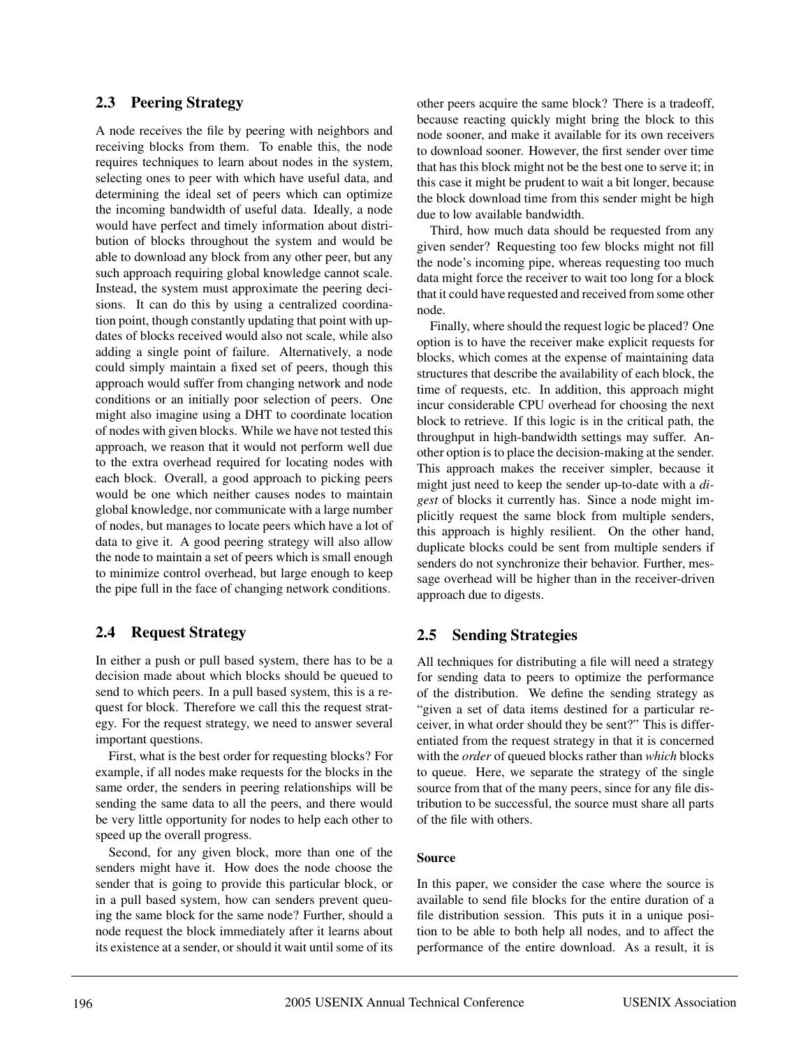## 2.3 Peering Strategy

A node receives the file by peering with neighbors and receiving blocks from them. To enable this, the node requires techniques to learn about nodes in the system, selecting ones to peer with which have useful data, and determining the ideal set of peers which can optimize the incoming bandwidth of useful data. Ideally, a node would have perfect and timely information about distribution of blocks throughout the system and would be able to download any block from any other peer, but any such approach requiring global knowledge cannot scale. Instead, the system must approximate the peering decisions. It can do this by using a centralized coordination point, though constantly updating that point with updates of blocks received would also not scale, while also adding a single point of failure. Alternatively, a node could simply maintain a fixed set of peers, though this approach would suffer from changing network and node conditions or an initially poor selection of peers. One might also imagine using a DHT to coordinate location of nodes with given blocks. While we have not tested this approach, we reason that it would not perform well due to the extra overhead required for locating nodes with each block. Overall, a good approach to picking peers would be one which neither causes nodes to maintain global knowledge, nor communicate with a large number of nodes, but manages to locate peers which have a lot of data to give it. A good peering strategy will also allow the node to maintain a set of peers which is small enough to minimize control overhead, but large enough to keep the pipe full in the face of changing network conditions.

## 2.4 Request Strategy

In either a push or pull based system, there has to be a decision made about which blocks should be queued to send to which peers. In a pull based system, this is a request for block. Therefore we call this the request strategy. For the request strategy, we need to answer several important questions.

First, what is the best order for requesting blocks? For example, if all nodes make requests for the blocks in the same order, the senders in peering relationships will be sending the same data to all the peers, and there would be very little opportunity for nodes to help each other to speed up the overall progress.

Second, for any given block, more than one of the senders might have it. How does the node choose the sender that is going to provide this particular block, or in a pull based system, how can senders prevent queuing the same block for the same node? Further, should a node request the block immediately after it learns about its existence at a sender, or should it wait until some of its other peers acquire the same block? There is a tradeoff, because reacting quickly might bring the block to this node sooner, and make it available for its own receivers to download sooner. However, the first sender over time that has this block might not be the best one to serve it; in this case it might be prudent to wait a bit longer, because the block download time from this sender might be high due to low available bandwidth.

Third, how much data should be requested from any given sender? Requesting too few blocks might not fill the node's incoming pipe, whereas requesting too much data might force the receiver to wait too long for a block that it could have requested and received from some other node.

Finally, where should the request logic be placed? One option is to have the receiver make explicit requests for blocks, which comes at the expense of maintaining data structures that describe the availability of each block, the time of requests, etc. In addition, this approach might incur considerable CPU overhead for choosing the next block to retrieve. If this logic is in the critical path, the throughput in high-bandwidth settings may suffer. Another option is to place the decision-making at the sender. This approach makes the receiver simpler, because it might just need to keep the sender up-to-date with a *digest* of blocks it currently has. Since a node might implicitly request the same block from multiple senders, this approach is highly resilient. On the other hand, duplicate blocks could be sent from multiple senders if senders do not synchronize their behavior. Further, message overhead will be higher than in the receiver-driven approach due to digests.

## 2.5 Sending Strategies

All techniques for distributing a file will need a strategy for sending data to peers to optimize the performance of the distribution. We define the sending strategy as "given a set of data items destined for a particular receiver, in what order should they be sent?" This is differentiated from the request strategy in that it is concerned with the *order* of queued blocks rather than *which* blocks to queue. Here, we separate the strategy of the single source from that of the many peers, since for any file distribution to be successful, the source must share all parts of the file with others.

**Source**

In this paper, we consider the case where the source is available to send file blocks for the entire duration of a file distribution session. This puts it in a unique position to be able to both help all nodes, and to affect the performance of the entire download. As a result, it is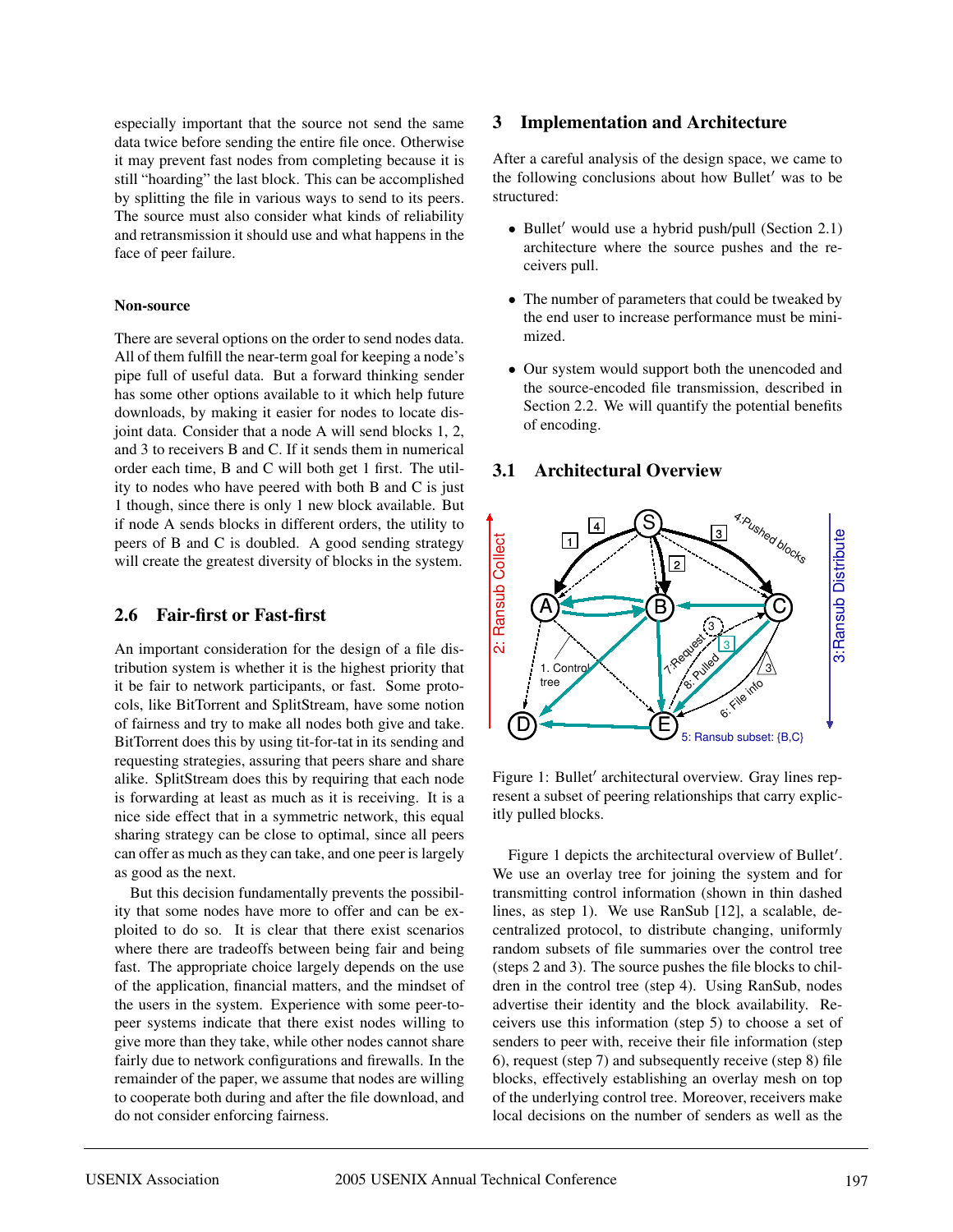especially important that the source not send the same data twice before sending the entire file once. Otherwise it may prevent fast nodes from completing because it is still "hoarding" the last block. This can be accomplished by splitting the file in various ways to send to its peers. The source must also consider what kinds of reliability and retransmission it should use and what happens in the face of peer failure.

#### Non-source

There are several options on the order to send nodes data. All of them fulfill the near-term goal for keeping a node's pipe full of useful data. But a forward thinking sender has some other options available to it which help future downloads, by making it easier for nodes to locate disjoint data. Consider that a node A will send blocks 1, 2, and 3 to receivers B and C. If it sends them in numerical order each time, B and C will both get 1 first. The utility to nodes who have peered with both B and C is just 1 though, since there is only 1 new block available. But if node A sends blocks in different orders, the utility to peers of B and C is doubled. A good sending strategy will create the greatest diversity of blocks in the system.

### 2.6 Fair-first or Fast-first

An important consideration for the design of a file distribution system is whether it is the highest priority that it be fair to network participants, or fast. Some protocols, like BitTorrent and SplitStream, have some notion of fairness and try to make all nodes both give and take. BitTorrent does this by using tit-for-tat in its sending and requesting strategies, assuring that peers share and share alike. SplitStream does this by requiring that each node is forwarding at least as much as it is receiving. It is a nice side effect that in a symmetric network, this equal sharing strategy can be close to optimal, since all peers can offer as much as they can take, and one peer is largely as good as the next.

But this decision fundamentally prevents the possibility that some nodes have more to offer and can be exploited to do so. It is clear that there exist scenarios where there are tradeoffs between being fair and being fast. The appropriate choice largely depends on the use of the application, financial matters, and the mindset of the users in the system. Experience with some peer-to-peer systems indicate that there exist nodes willing to give more than they take, while other nodes cannot share fairly due to network configurations and firewalls. In the remainder of the paper, we assume that nodes are willing to cooperate both during and after the file download, and do not consider enforcing fairness.

## 3 Implementation and Architecture

After a careful analysis of the design space, we came to the following conclusions about how Bullet′ was to be structured:

- Bullet′ would use a hybrid push/pull (Section 2.1) architecture where the source pushes and the receivers pull.
- The number of parameters that could be tweaked by the end user to increase performance must be minimized.
- Our system would support both the unencoded and the source-encoded file transmission, described in Section 2.2. We will quantify the potential benefits of encoding.

### 3.1 Architectural Overview

Figure 1: Bullet′ architectural overview. Gray lines represent a subset of peering relationships that carry explicitly pulled blocks.

Figure 1 depicts the architectural overview of Bullet′. We use an overlay tree for joining the system and for transmitting control information (shown in thin dashed lines, as step 1). We use RanSub [12], a scalable, decentralized protocol, to distribute changing, uniformly random subsets of file summaries over the control tree (steps 2 and 3). The source pushes the file blocks to children in the control tree (step 4). Using RanSub, nodes advertise their identity and the block availability. Receivers use this information (step 5) to choose a set of senders to peer with, receive their file information (step 6), request (step 7) and subsequently receive (step 8) file blocks, effectively establishing an overlay mesh on top of the underlying control tree. Moreover, receivers make local decisions on the number of senders as well as the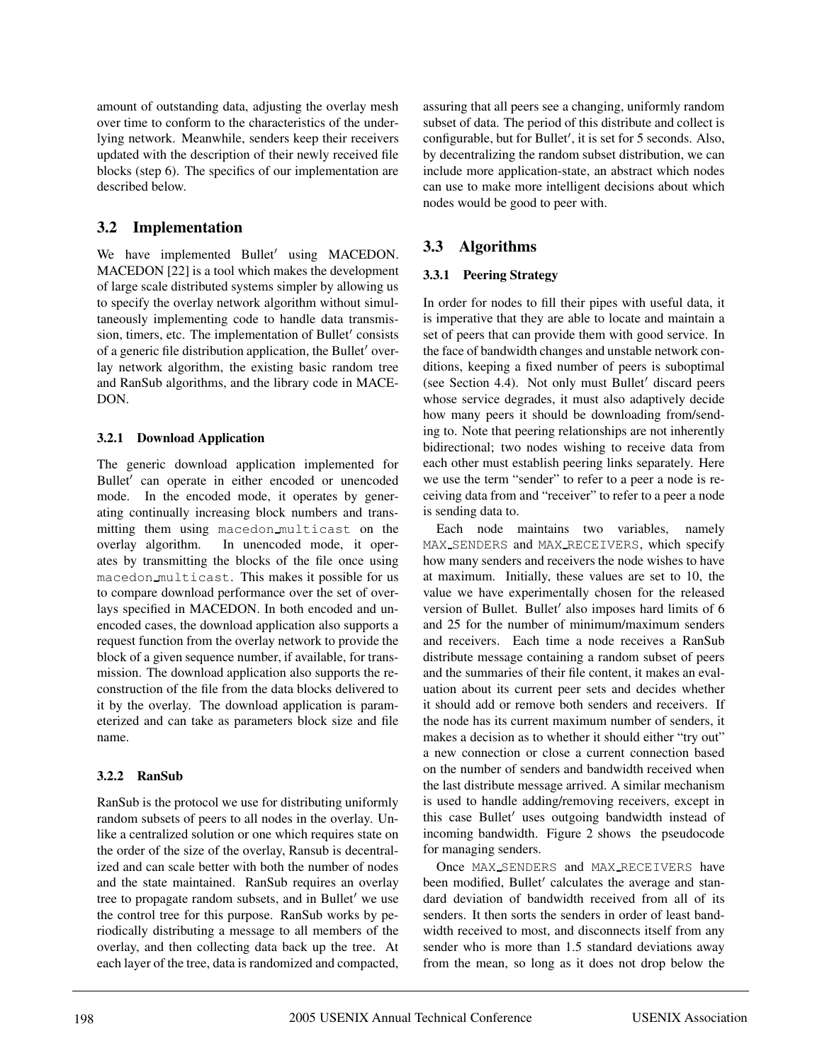amount of outstanding data, adjusting the overlay mesh over time to conform to the characteristics of the underlying network. Meanwhile, senders keep their receivers updated with the description of their newly received file blocks (step 6). The specifics of our implementation are described below.

## 3.2 Implementation

We have implemented Bullet′ using MACEDON. MACEDON [22] is a tool which makes the development of large scale distributed systems simpler by allowing us to specify the overlay network algorithm without simultaneously implementing code to handle data transmission, timers, etc. The implementation of Bullet′ consists of a generic file distribution application, the Bullet′ overlay network algorithm, the existing basic random tree and RanSub algorithms, and the library code in MACEDON.

### 3.2.1 Download Application

The generic download application implemented for Bullet′ can operate in either encoded or unencoded mode. In the encoded mode, it operates by generating continually increasing block numbers and transmitting them using `macedon_multicast` on the overlay algorithm. In unencoded mode, it operates by transmitting the blocks of the file once using `macedon_multicast`. This makes it possible for us to compare download performance over the set of overlays specified in MACEDON. In both encoded and unencoded cases, the download application also supports a request function from the overlay network to provide the block of a given sequence number, if available, for transmission. The download application also supports the reconstruction of the file from the data blocks delivered to it by the overlay. The download application is parameterized and can take as parameters block size and file name.

### 3.2.2 RanSub

RanSub is the protocol we use for distributing uniformly random subsets of peers to all nodes in the overlay. Unlike a centralized solution or one which requires state on the order of the size of the overlay, Ransub is decentralized and can scale better with both the number of nodes and the state maintained. RanSub requires an overlay tree to propagate random subsets, and in Bullet′ we use the control tree for this purpose. RanSub works by periodically distributing a message to all members of the overlay, and then collecting data back up the tree. At each layer of the tree, data is randomized and compacted, assuring that all peers see a changing, uniformly random subset of data. The period of this distribute and collect is configurable, but for Bullet′, it is set for 5 seconds. Also, by decentralizing the random subset distribution, we can include more application-state, an abstract which nodes can use to make more intelligent decisions about which nodes would be good to peer with.

## 3.3 Algorithms

### 3.3.1 Peering Strategy

In order for nodes to fill their pipes with useful data, it is imperative that they are able to locate and maintain a set of peers that can provide them with good service. In the face of bandwidth changes and unstable network conditions, keeping a fixed number of peers is suboptimal (see Section 4.4). Not only must Bullet′ discard peers whose service degrades, it must also adaptively decide how many peers it should be downloading from/sending to. Note that peering relationships are not inherently bidirectional; two nodes wishing to receive data from each other must establish peering links separately. Here we use the term "sender" to refer to a peer a node is receiving data from and "receiver" to refer to a peer a node is sending data to.

Each node maintains two variables, namely `MAX_SENDERS` and `MAX_RECEIVERS`, which specify how many senders and receivers the node wishes to have at maximum. Initially, these values are set to 10, the value we have experimentally chosen for the released version of Bullet. Bullet′ also imposes hard limits of 6 and 25 for the number of minimum/maximum senders and receivers. Each time a node receives a RanSub distribute message containing a random subset of peers and the summaries of their file content, it makes an evaluation about its current peer sets and decides whether it should add or remove both senders and receivers. If the node has its current maximum number of senders, it makes a decision as to whether it should either "try out" a new connection or close a current connection based on the number of senders and bandwidth received when the last distribute message arrived. A similar mechanism is used to handle adding/removing receivers, except in this case Bullet′ uses outgoing bandwidth instead of incoming bandwidth. Figure 2 shows the pseudocode for managing senders.

Once `MAX_SENDERS` and `MAX_RECEIVERS` have been modified, Bullet′ calculates the average and standard deviation of bandwidth received from all of its senders. It then sorts the senders in order of least bandwidth received to most, and disconnects itself from any sender who is more than 1.5 standard deviations away from the mean, so long as it does not drop below the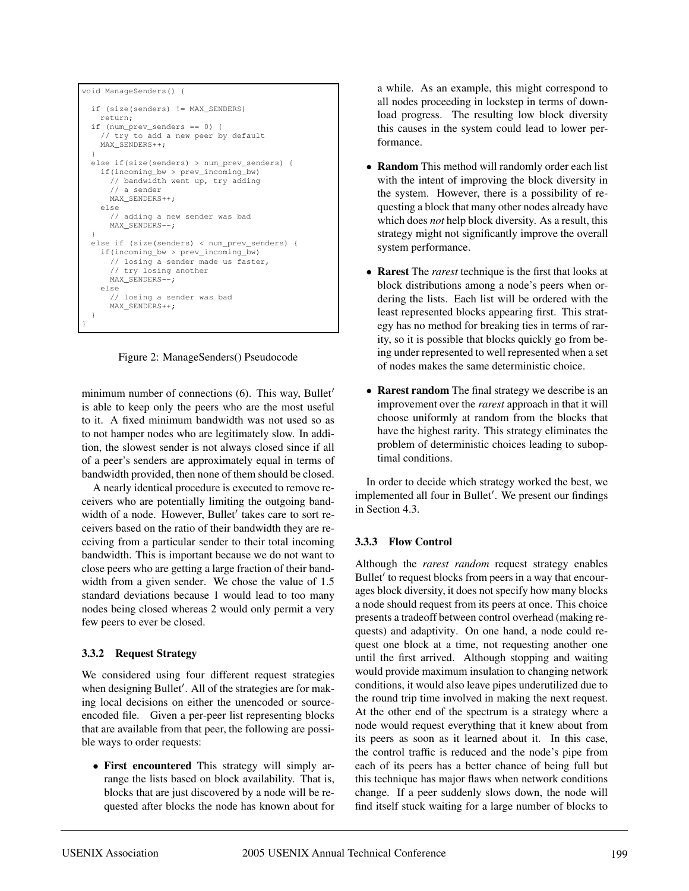```
void ManageSenders() {

  if (size(senders) != MAX_SENDERS)
    return;
  if (num_prev_senders == 0) {
    // try to add a new peer by default
    MAX_SENDERS++;
  }
  else if(size(senders) > num_prev_senders) {
    if(incoming_bw > prev_incoming_bw)
      // bandwidth went up, try adding
      // a sender
      MAX_SENDERS++;
    else
      // adding a new sender was bad
      MAX_SENDERS--;
  }
  else if (size(senders) < num_prev_senders) {
    if(incoming_bw > prev_incoming_bw)
      // losing a sender made us faster,
      // try losing another
      MAX_SENDERS--;
    else
      // losing a sender was bad
      MAX_SENDERS++;
  }
}
```

Figure 2: ManageSenders() Pseudocode

minimum number of connections (6). This way, Bullet′ is able to keep only the peers who are the most useful to it. A fixed minimum bandwidth was not used so as to not hamper nodes who are legitimately slow. In addition, the slowest sender is not always closed since if all of a peer's senders are approximately equal in terms of bandwidth provided, then none of them should be closed.

A nearly identical procedure is executed to remove receivers who are potentially limiting the outgoing bandwidth of a node. However, Bullet′ takes care to sort receivers based on the ratio of their bandwidth they are receiving from a particular sender to their total incoming bandwidth. This is important because we do not want to close peers who are getting a large fraction of their bandwidth from a given sender. We chose the value of 1.5 standard deviations because 1 would lead to too many nodes being closed whereas 2 would only permit a very few peers to ever be closed.

### 3.3.2 Request Strategy

We considered using four different request strategies when designing Bullet′. All of the strategies are for making local decisions on either the unencoded or source-encoded file. Given a per-peer list representing blocks that are available from that peer, the following are possible ways to order requests:

- **First encountered** This strategy will simply arrange the lists based on block availability. That is, blocks that are just discovered by a node will be requested after blocks the node has known about for a while. As an example, this might correspond to all nodes proceeding in lockstep in terms of download progress. The resulting low block diversity this causes in the system could lead to lower performance.
- **Random** This method will randomly order each list with the intent of improving the block diversity in the system. However, there is a possibility of requesting a block that many other nodes already have which does *not* help block diversity. As a result, this strategy might not significantly improve the overall system performance.
- **Rarest** The *rarest* technique is the first that looks at block distributions among a node's peers when ordering the lists. Each list will be ordered with the least represented blocks appearing first. This strategy has no method for breaking ties in terms of rarity, so it is possible that blocks quickly go from being under represented to well represented when a set of nodes makes the same deterministic choice.
- **Rarest random** The final strategy we describe is an improvement over the *rarest* approach in that it will choose uniformly at random from the blocks that have the highest rarity. This strategy eliminates the problem of deterministic choices leading to suboptimal conditions.

In order to decide which strategy worked the best, we implemented all four in Bullet′. We present our findings in Section 4.3.

### 3.3.3 Flow Control

Although the *rarest random* request strategy enables Bullet′ to request blocks from peers in a way that encourages block diversity, it does not specify how many blocks a node should request from its peers at once. This choice presents a tradeoff between control overhead (making requests) and adaptivity. On one hand, a node could request one block at a time, not requesting another one until the first arrived. Although stopping and waiting would provide maximum insulation to changing network conditions, it would also leave pipes underutilized due to the round trip time involved in making the next request. At the other end of the spectrum is a strategy where a node would request everything that it knew about from its peers as soon as it learned about it. In this case, the control traffic is reduced and the node's pipe from each of its peers has a better chance of being full but this technique has major flaws when network conditions change. If a peer suddenly slows down, the node will find itself stuck waiting for a large number of blocks to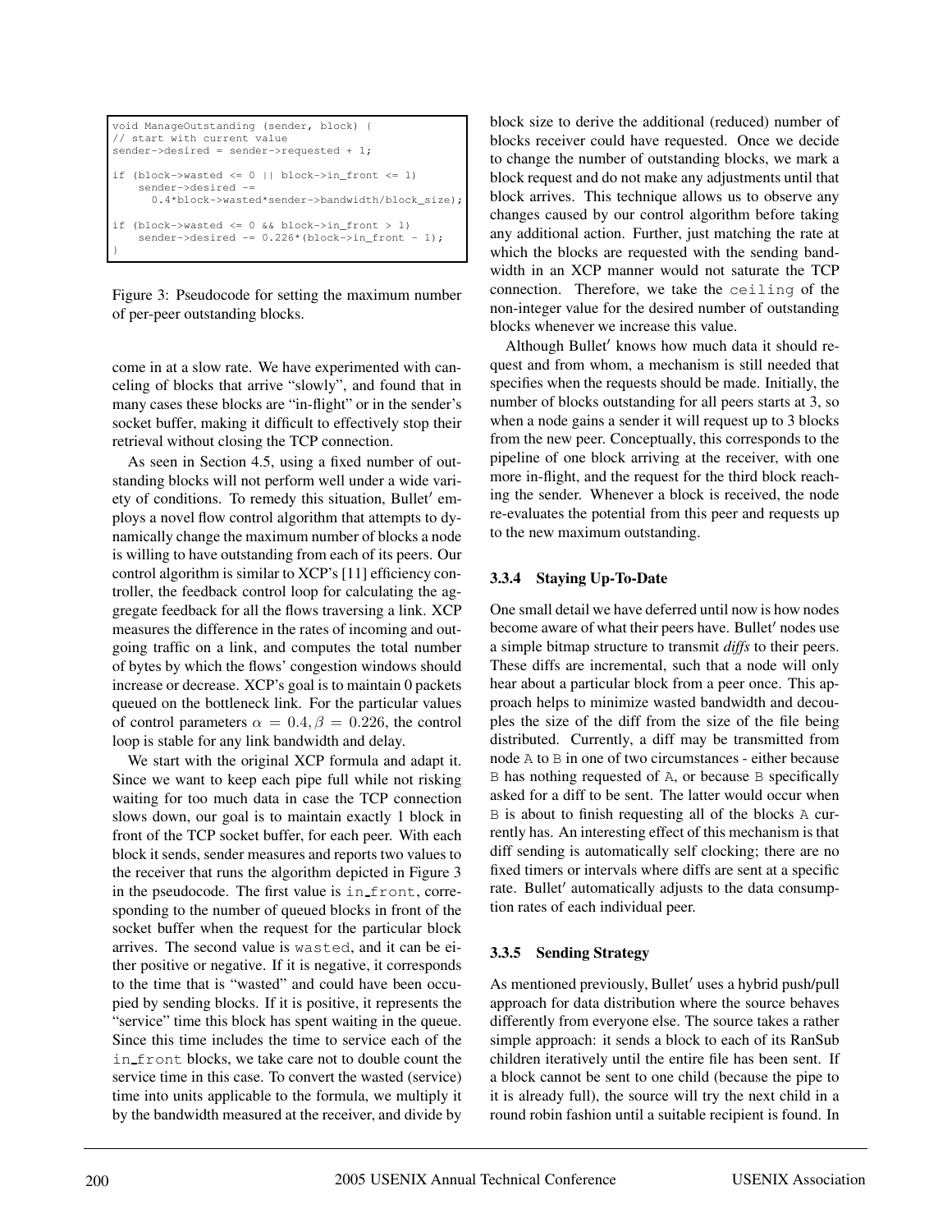```
void ManageOutstanding (sender, block) {
// start with current value
sender->desired = sender->requested + 1;

if (block->wasted <= 0 || block->in_front <= 1)
    sender->desired -=
      0.4*block->wasted*sender->bandwidth/block_size);

if (block->wasted <= 0 && block->in_front > 1)
    sender->desired -= 0.226*(block->in_front - 1);
}
```

Figure 3: Pseudocode for setting the maximum number of per-peer outstanding blocks.

come in at a slow rate. We have experimented with canceling of blocks that arrive "slowly", and found that in many cases these blocks are "in-flight" or in the sender's socket buffer, making it difficult to effectively stop their retrieval without closing the TCP connection.

As seen in Section 4.5, using a fixed number of outstanding blocks will not perform well under a wide variety of conditions. To remedy this situation, Bullet′ employs a novel flow control algorithm that attempts to dynamically change the maximum number of blocks a node is willing to have outstanding from each of its peers. Our control algorithm is similar to XCP's [11] efficiency controller, the feedback control loop for calculating the aggregate feedback for all the flows traversing a link. XCP measures the difference in the rates of incoming and outgoing traffic on a link, and computes the total number of bytes by which the flows' congestion windows should increase or decrease. XCP's goal is to maintain 0 packets queued on the bottleneck link. For the particular values of control parameters $\alpha = 0.4, \beta = 0.226$, the control loop is stable for any link bandwidth and delay.

We start with the original XCP formula and adapt it. Since we want to keep each pipe full while not risking waiting for too much data in case the TCP connection slows down, our goal is to maintain exactly 1 block in front of the TCP socket buffer, for each peer. With each block it sends, sender measures and reports two values to the receiver that runs the algorithm depicted in Figure 3 in the pseudocode. The first value is in_front, corresponding to the number of queued blocks in front of the socket buffer when the request for the particular block arrives. The second value is wasted, and it can be either positive or negative. If it is negative, it corresponds to the time that is "wasted" and could have been occupied by sending blocks. If it is positive, it represents the "service" time this block has spent waiting in the queue. Since this time includes the time to service each of the in_front blocks, we take care not to double count the service time in this case. To convert the wasted (service) time into units applicable to the formula, we multiply it by the bandwidth measured at the receiver, and divide by block size to derive the additional (reduced) number of blocks receiver could have requested. Once we decide to change the number of outstanding blocks, we mark a block request and do not make any adjustments until that block arrives. This technique allows us to observe any changes caused by our control algorithm before taking any additional action. Further, just matching the rate at which the blocks are requested with the sending bandwidth in an XCP manner would not saturate the TCP connection. Therefore, we take the ceiling of the non-integer value for the desired number of outstanding blocks whenever we increase this value.

Although Bullet′ knows how much data it should request and from whom, a mechanism is still needed that specifies when the requests should be made. Initially, the number of blocks outstanding for all peers starts at 3, so when a node gains a sender it will request up to 3 blocks from the new peer. Conceptually, this corresponds to the pipeline of one block arriving at the receiver, with one more in-flight, and the request for the third block reaching the sender. Whenever a block is received, the node re-evaluates the potential from this peer and requests up to the new maximum outstanding.

### 3.3.4 Staying Up-To-Date

One small detail we have deferred until now is how nodes become aware of what their peers have. Bullet′ nodes use a simple bitmap structure to transmit *diffs* to their peers. These diffs are incremental, such that a node will only hear about a particular block from a peer once. This approach helps to minimize wasted bandwidth and decouples the size of the diff from the size of the file being distributed. Currently, a diff may be transmitted from node A to B in one of two circumstances - either because B has nothing requested of A, or because B specifically asked for a diff to be sent. The latter would occur when B is about to finish requesting all of the blocks A currently has. An interesting effect of this mechanism is that diff sending is automatically self clocking; there are no fixed timers or intervals where diffs are sent at a specific rate. Bullet′ automatically adjusts to the data consumption rates of each individual peer.

### 3.3.5 Sending Strategy

As mentioned previously, Bullet′ uses a hybrid push/pull approach for data distribution where the source behaves differently from everyone else. The source takes a rather simple approach: it sends a block to each of its RanSub children iteratively until the entire file has been sent. If a block cannot be sent to one child (because the pipe to it is already full), the source will try the next child in a round robin fashion until a suitable recipient is found. In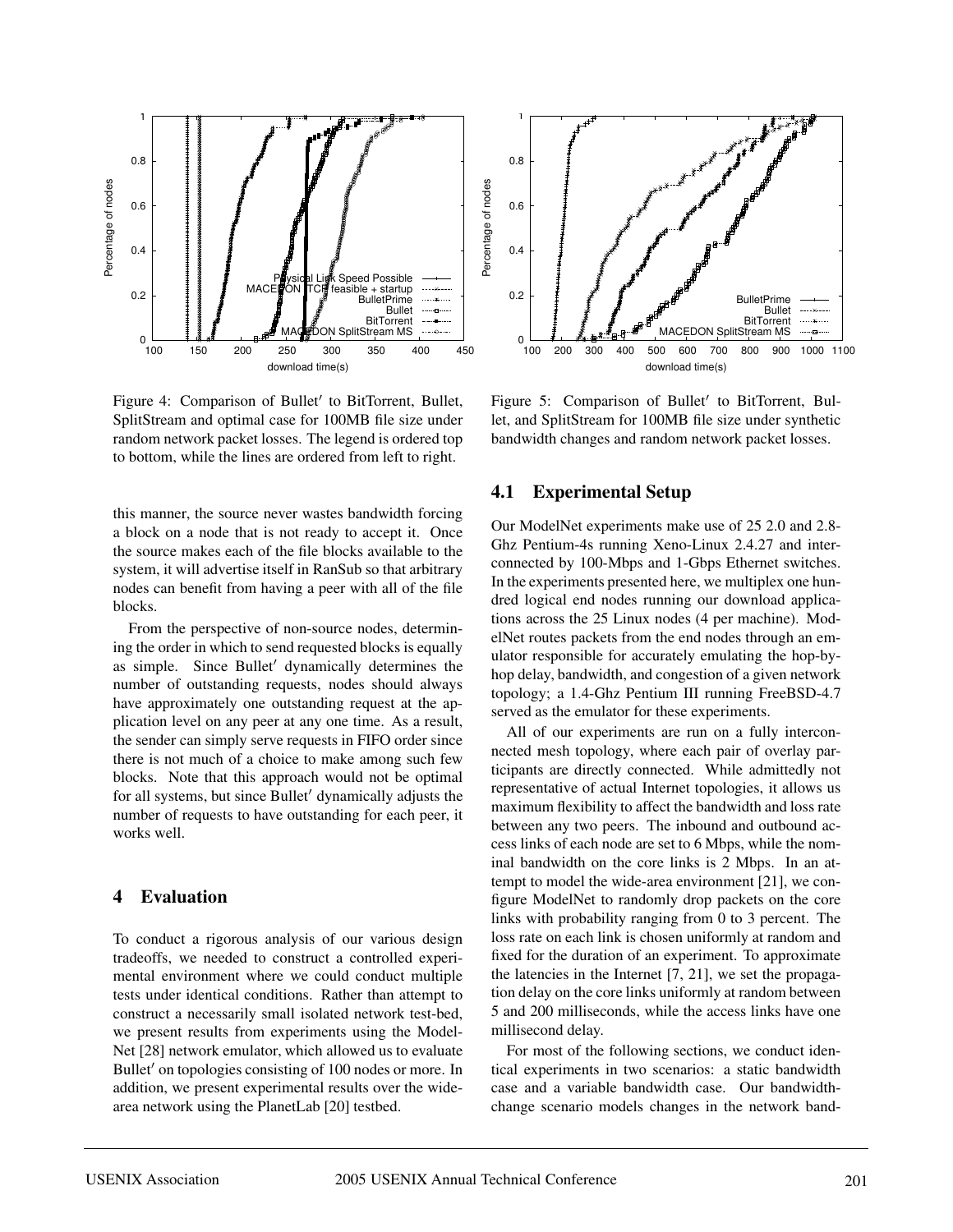Figure 4: Comparison of Bullet′ to BitTorrent, Bullet, SplitStream and optimal case for 100MB file size under random network packet losses. The legend is ordered top to bottom, while the lines are ordered from left to right.

Figure 5: Comparison of Bullet′ to BitTorrent, Bullet, and SplitStream for 100MB file size under synthetic bandwidth changes and random network packet losses.

this manner, the source never wastes bandwidth forcing a block on a node that is not ready to accept it. Once the source makes each of the file blocks available to the system, it will advertise itself in RanSub so that arbitrary nodes can benefit from having a peer with all of the file blocks.

From the perspective of non-source nodes, determining the order in which to send requested blocks is equally as simple. Since Bullet′ dynamically determines the number of outstanding requests, nodes should always have approximately one outstanding request at the application level on any peer at any one time. As a result, the sender can simply serve requests in FIFO order since there is not much of a choice to make among such few blocks. Note that this approach would not be optimal for all systems, but since Bullet′ dynamically adjusts the number of requests to have outstanding for each peer, it works well.

# 4 Evaluation

To conduct a rigorous analysis of our various design tradeoffs, we needed to construct a controlled experimental environment where we could conduct multiple tests under identical conditions. Rather than attempt to construct a necessarily small isolated network test-bed, we present results from experiments using the ModelNet [28] network emulator, which allowed us to evaluate Bullet′ on topologies consisting of 100 nodes or more. In addition, we present experimental results over the wide-area network using the PlanetLab [20] testbed.

## 4.1 Experimental Setup

Our ModelNet experiments make use of 25 2.0 and 2.8-Ghz Pentium-4s running Xeno-Linux 2.4.27 and interconnected by 100-Mbps and 1-Gbps Ethernet switches. In the experiments presented here, we multiplex one hundred logical end nodes running our download applications across the 25 Linux nodes (4 per machine). ModelNet routes packets from the end nodes through an emulator responsible for accurately emulating the hop-by-hop delay, bandwidth, and congestion of a given network topology; a 1.4-Ghz Pentium III running FreeBSD-4.7 served as the emulator for these experiments.

All of our experiments are run on a fully interconnected mesh topology, where each pair of overlay participants are directly connected. While admittedly not representative of actual Internet topologies, it allows us maximum flexibility to affect the bandwidth and loss rate between any two peers. The inbound and outbound access links of each node are set to 6 Mbps, while the nominal bandwidth on the core links is 2 Mbps. In an attempt to model the wide-area environment [21], we configure ModelNet to randomly drop packets on the core links with probability ranging from 0 to 3 percent. The loss rate on each link is chosen uniformly at random and fixed for the duration of an experiment. To approximate the latencies in the Internet [7, 21], we set the propagation delay on the core links uniformly at random between 5 and 200 milliseconds, while the access links have one millisecond delay.

For most of the following sections, we conduct identical experiments in two scenarios: a static bandwidth case and a variable bandwidth case. Our bandwidth-change scenario models changes in the network band-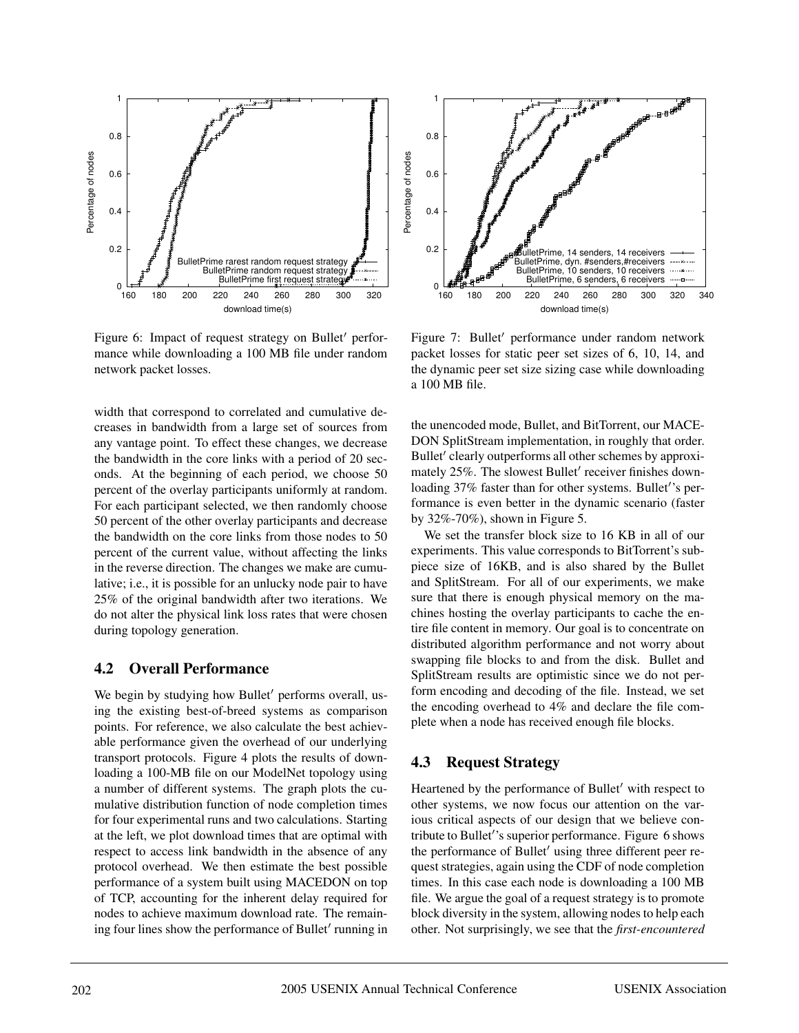Figure 6: Impact of request strategy on Bullet′ performance while downloading a 100 MB file under random network packet losses.

Figure 7: Bullet′ performance under random network packet losses for static peer set sizes of 6, 10, 14, and the dynamic peer set size sizing case while downloading a 100 MB file.

width that correspond to correlated and cumulative decreases in bandwidth from a large set of sources from any vantage point. To effect these changes, we decrease the bandwidth in the core links with a period of 20 seconds. At the beginning of each period, we choose 50 percent of the overlay participants uniformly at random. For each participant selected, we then randomly choose 50 percent of the other overlay participants and decrease the bandwidth on the core links from those nodes to 50 percent of the current value, without affecting the links in the reverse direction. The changes we make are cumulative; i.e., it is possible for an unlucky node pair to have 25% of the original bandwidth after two iterations. We do not alter the physical link loss rates that were chosen during topology generation.

## 4.2 Overall Performance

We begin by studying how Bullet′ performs overall, using the existing best-of-breed systems as comparison points. For reference, we also calculate the best achievable performance given the overhead of our underlying transport protocols. Figure 4 plots the results of downloading a 100-MB file on our ModelNet topology using a number of different systems. The graph plots the cumulative distribution function of node completion times for four experimental runs and two calculations. Starting at the left, we plot download times that are optimal with respect to access link bandwidth in the absence of any protocol overhead. We then estimate the best possible performance of a system built using MACEDON on top of TCP, accounting for the inherent delay required for nodes to achieve maximum download rate. The remaining four lines show the performance of Bullet′ running in the unencoded mode, Bullet, and BitTorrent, our MACEDON SplitStream implementation, in roughly that order. Bullet′ clearly outperforms all other schemes by approximately 25%. The slowest Bullet′ receiver finishes downloading 37% faster than for other systems. Bullet′'s performance is even better in the dynamic scenario (faster by 32%-70%), shown in Figure 5.

We set the transfer block size to 16 KB in all of our experiments. This value corresponds to BitTorrent's subpiece size of 16KB, and is also shared by the Bullet and SplitStream. For all of our experiments, we make sure that there is enough physical memory on the machines hosting the overlay participants to cache the entire file content in memory. Our goal is to concentrate on distributed algorithm performance and not worry about swapping file blocks to and from the disk. Bullet and SplitStream results are optimistic since we do not perform encoding and decoding of the file. Instead, we set the encoding overhead to 4% and declare the file complete when a node has received enough file blocks.

## 4.3 Request Strategy

Heartened by the performance of Bullet′ with respect to other systems, we now focus our attention on the various critical aspects of our design that we believe contribute to Bullet′'s superior performance. Figure 6 shows the performance of Bullet′ using three different peer request strategies, again using the CDF of node completion times. In this case each node is downloading a 100 MB file. We argue the goal of a request strategy is to promote block diversity in the system, allowing nodes to help each other. Not surprisingly, we see that the *first-encountered*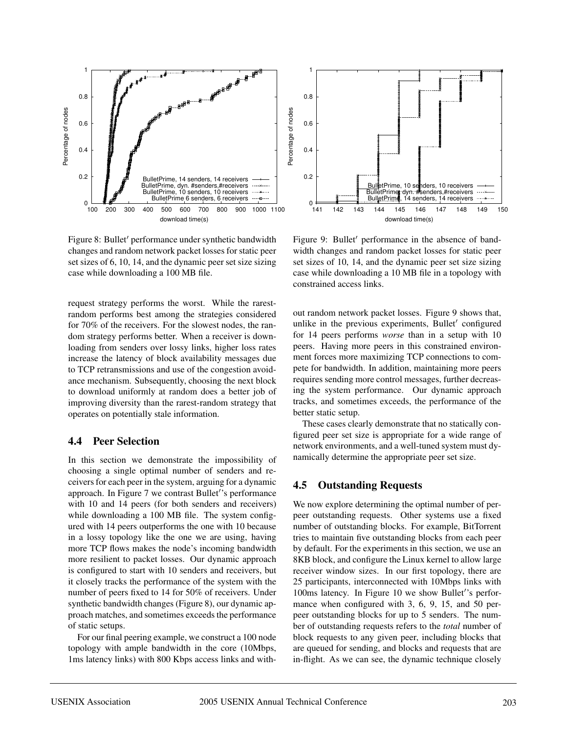Figure 8: Bullet′ performance under synthetic bandwidth changes and random network packet losses for static peer set sizes of 6, 10, 14, and the dynamic peer set size sizing case while downloading a 100 MB file.

Figure 9: Bullet′ performance in the absence of bandwidth changes and random packet losses for static peer set sizes of 10, 14, and the dynamic peer set size sizing case while downloading a 10 MB file in a topology with constrained access links.

request strategy performs the worst. While the rarest-random performs best among the strategies considered for 70% of the receivers. For the slowest nodes, the random strategy performs better. When a receiver is downloading from senders over lossy links, higher loss rates increase the latency of block availability messages due to TCP retransmissions and use of the congestion avoidance mechanism. Subsequently, choosing the next block to download uniformly at random does a better job of improving diversity than the rarest-random strategy that operates on potentially stale information.

## 4.4 Peer Selection

In this section we demonstrate the impossibility of choosing a single optimal number of senders and receivers for each peer in the system, arguing for a dynamic approach. In Figure 7 we contrast Bullet′'s performance with 10 and 14 peers (for both senders and receivers) while downloading a 100 MB file. The system configured with 14 peers outperforms the one with 10 because in a lossy topology like the one we are using, having more TCP flows makes the node's incoming bandwidth more resilient to packet losses. Our dynamic approach is configured to start with 10 senders and receivers, but it closely tracks the performance of the system with the number of peers fixed to 14 for 50% of receivers. Under synthetic bandwidth changes (Figure 8), our dynamic approach matches, and sometimes exceeds the performance of static setups.

For our final peering example, we construct a 100 node topology with ample bandwidth in the core (10Mbps, 1ms latency links) with 800 Kbps access links and without random network packet losses. Figure 9 shows that, unlike in the previous experiments, Bullet′ configured for 14 peers performs *worse* than in a setup with 10 peers. Having more peers in this constrained environment forces more maximizing TCP connections to compete for bandwidth. In addition, maintaining more peers requires sending more control messages, further decreasing the system performance. Our dynamic approach tracks, and sometimes exceeds, the performance of the better static setup.

These cases clearly demonstrate that no statically configured peer set size is appropriate for a wide range of network environments, and a well-tuned system must dynamically determine the appropriate peer set size.

## 4.5 Outstanding Requests

We now explore determining the optimal number of per-peer outstanding requests. Other systems use a fixed number of outstanding blocks. For example, BitTorrent tries to maintain five outstanding blocks from each peer by default. For the experiments in this section, we use an 8KB block, and configure the Linux kernel to allow large receiver window sizes. In our first topology, there are 25 participants, interconnected with 10Mbps links with 100ms latency. In Figure 10 we show Bullet′'s performance when configured with 3, 6, 9, 15, and 50 per-peer outstanding blocks for up to 5 senders. The number of outstanding requests refers to the *total* number of block requests to any given peer, including blocks that are queued for sending, and blocks and requests that are in-flight. As we can see, the dynamic technique closely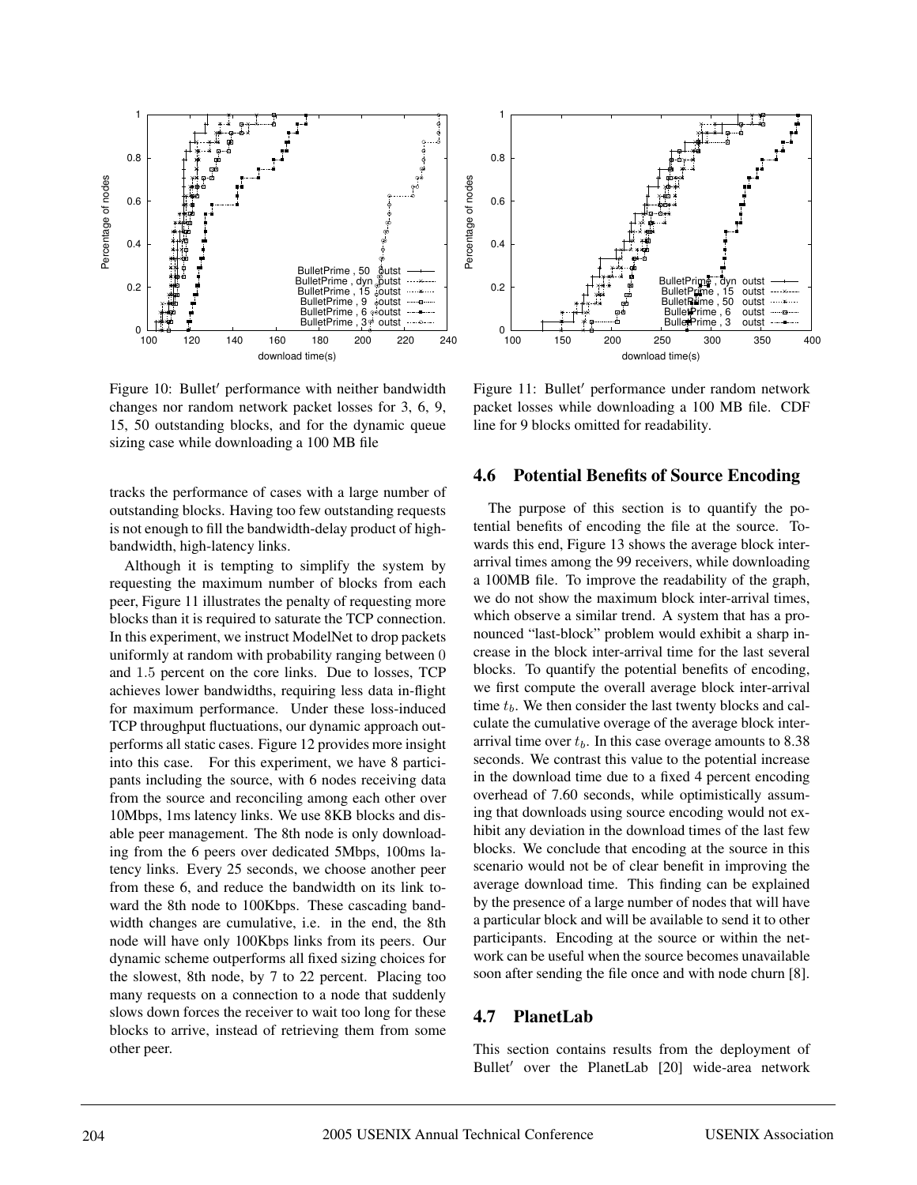Figure 10: Bullet′ performance with neither bandwidth changes nor random network packet losses for 3, 6, 9, 15, 50 outstanding blocks, and for the dynamic queue sizing case while downloading a 100 MB file

Figure 11: Bullet′ performance under random network packet losses while downloading a 100 MB file. CDF line for 9 blocks omitted for readability.

tracks the performance of cases with a large number of outstanding blocks. Having too few outstanding requests is not enough to fill the bandwidth-delay product of high-bandwidth, high-latency links.

Although it is tempting to simplify the system by requesting the maximum number of blocks from each peer, Figure 11 illustrates the penalty of requesting more blocks than it is required to saturate the TCP connection. In this experiment, we instruct ModelNet to drop packets uniformly at random with probability ranging between 0 and 1.5 percent on the core links. Due to losses, TCP achieves lower bandwidths, requiring less data in-flight for maximum performance. Under these loss-induced TCP throughput fluctuations, our dynamic approach outperforms all static cases. Figure 12 provides more insight into this case. For this experiment, we have 8 participants including the source, with 6 nodes receiving data from the source and reconciling among each other over 10Mbps, 1ms latency links. We use 8KB blocks and disable peer management. The 8th node is only downloading from the 6 peers over dedicated 5Mbps, 100ms latency links. Every 25 seconds, we choose another peer from these 6, and reduce the bandwidth on its link toward the 8th node to 100Kbps. These cascading bandwidth changes are cumulative, i.e. in the end, the 8th node will have only 100Kbps links from its peers. Our dynamic scheme outperforms all fixed sizing choices for the slowest, 8th node, by 7 to 22 percent. Placing too many requests on a connection to a node that suddenly slows down forces the receiver to wait too long for these blocks to arrive, instead of retrieving them from some other peer.

## 4.6 Potential Benefits of Source Encoding

The purpose of this section is to quantify the potential benefits of encoding the file at the source. Towards this end, Figure 13 shows the average block inter-arrival times among the 99 receivers, while downloading a 100MB file. To improve the readability of the graph, we do not show the maximum block inter-arrival times, which observe a similar trend. A system that has a pronounced "last-block" problem would exhibit a sharp increase in the block inter-arrival time for the last several blocks. To quantify the potential benefits of encoding, we first compute the overall average block inter-arrival time $t_b$. We then consider the last twenty blocks and calculate the cumulative overage of the average block inter-arrival time over $t_b$. In this case overage amounts to 8.38 seconds. We contrast this value to the potential increase in the download time due to a fixed 4 percent encoding overhead of 7.60 seconds, while optimistically assuming that downloads using source encoding would not exhibit any deviation in the download times of the last few blocks. We conclude that encoding at the source in this scenario would not be of clear benefit in improving the average download time. This finding can be explained by the presence of a large number of nodes that will have a particular block and will be available to send it to other participants. Encoding at the source or within the network can be useful when the source becomes unavailable soon after sending the file once and with node churn [8].

## 4.7 PlanetLab

This section contains results from the deployment of Bullet′ over the PlanetLab [20] wide-area network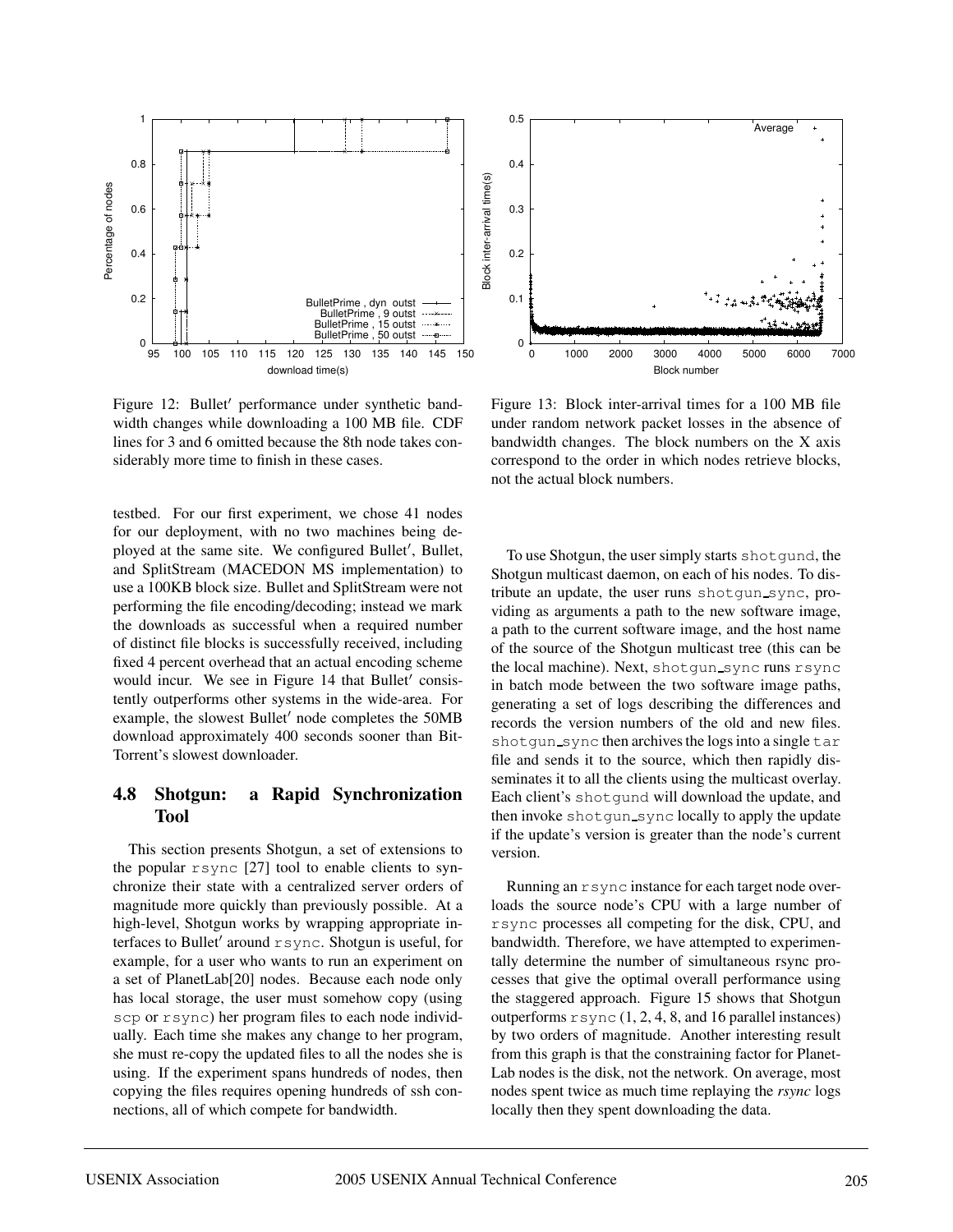Figure 12: Bullet′ performance under synthetic bandwidth changes while downloading a 100 MB file. CDF lines for 3 and 6 omitted because the 8th node takes considerably more time to finish in these cases.

Figure 13: Block inter-arrival times for a 100 MB file under random network packet losses in the absence of bandwidth changes. The block numbers on the X axis correspond to the order in which nodes retrieve blocks, not the actual block numbers.

testbed. For our first experiment, we chose 41 nodes for our deployment, with no two machines being deployed at the same site. We configured Bullet′, Bullet, and SplitStream (MACEDON MS implementation) to use a 100KB block size. Bullet and SplitStream were not performing the file encoding/decoding; instead we mark the downloads as successful when a required number of distinct file blocks is successfully received, including fixed 4 percent overhead that an actual encoding scheme would incur. We see in Figure 14 that Bullet′ consistently outperforms other systems in the wide-area. For example, the slowest Bullet′ node completes the 50MB download approximately 400 seconds sooner than BitTorrent's slowest downloader.

## 4.8 Shotgun: a Rapid Synchronization Tool

This section presents Shotgun, a set of extensions to the popular `rsync` [27] tool to enable clients to synchronize their state with a centralized server orders of magnitude more quickly than previously possible. At a high-level, Shotgun works by wrapping appropriate interfaces to Bullet′ around `rsync`. Shotgun is useful, for example, for a user who wants to run an experiment on a set of PlanetLab[20] nodes. Because each node only has local storage, the user must somehow copy (using `scp` or `rsync`) her program files to each node individually. Each time she makes any change to her program, she must re-copy the updated files to all the nodes she is using. If the experiment spans hundreds of nodes, then copying the files requires opening hundreds of ssh connections, all of which compete for bandwidth.

To use Shotgun, the user simply starts `shotgund`, the Shotgun multicast daemon, on each of his nodes. To distribute an update, the user runs `shotgun_sync`, providing as arguments a path to the new software image, a path to the current software image, and the host name of the source of the Shotgun multicast tree (this can be the local machine). Next, `shotgun_sync` runs `rsync` in batch mode between the two software image paths, generating a set of logs describing the differences and records the version numbers of the old and new files. `shotgun_sync` then archives the logs into a single `tar` file and sends it to the source, which then rapidly disseminates it to all the clients using the multicast overlay. Each client's `shotgund` will download the update, and then invoke `shotgun_sync` locally to apply the update if the update's version is greater than the node's current version.

Running an `rsync` instance for each target node overloads the source node's CPU with a large number of `rsync` processes all competing for the disk, CPU, and bandwidth. Therefore, we have attempted to experimentally determine the number of simultaneous rsync processes that give the optimal overall performance using the staggered approach. Figure 15 shows that Shotgun outperforms `rsync` (1, 2, 4, 8, and 16 parallel instances) by two orders of magnitude. Another interesting result from this graph is that the constraining factor for PlanetLab nodes is the disk, not the network. On average, most nodes spent twice as much time replaying the *rsync* logs locally then they spent downloading the data.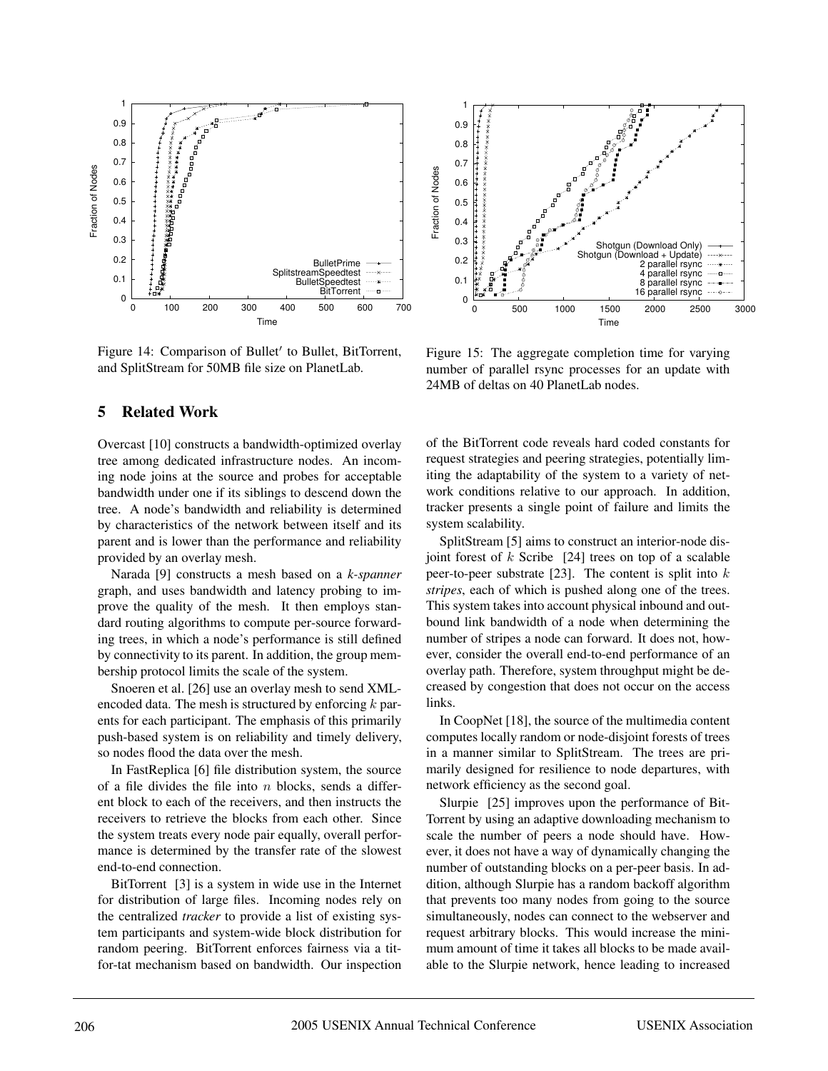Figure 14: Comparison of Bullet′ to Bullet, BitTorrent, and SplitStream for 50MB file size on PlanetLab.

Figure 15: The aggregate completion time for varying number of parallel rsync processes for an update with 24MB of deltas on 40 PlanetLab nodes.

## 5 Related Work

Overcast [10] constructs a bandwidth-optimized overlay tree among dedicated infrastructure nodes. An incoming node joins at the source and probes for acceptable bandwidth under one if its siblings to descend down the tree. A node's bandwidth and reliability is determined by characteristics of the network between itself and its parent and is lower than the performance and reliability provided by an overlay mesh.

Narada [9] constructs a mesh based on a *k-spanner* graph, and uses bandwidth and latency probing to improve the quality of the mesh. It then employs standard routing algorithms to compute per-source forwarding trees, in which a node's performance is still defined by connectivity to its parent. In addition, the group membership protocol limits the scale of the system.

Snoeren et al. [26] use an overlay mesh to send XML-encoded data. The mesh is structured by enforcing $k$ parents for each participant. The emphasis of this primarily push-based system is on reliability and timely delivery, so nodes flood the data over the mesh.

In FastReplica [6] file distribution system, the source of a file divides the file into $n$ blocks, sends a different block to each of the receivers, and then instructs the receivers to retrieve the blocks from each other. Since the system treats every node pair equally, overall performance is determined by the transfer rate of the slowest end-to-end connection.

BitTorrent [3] is a system in wide use in the Internet for distribution of large files. Incoming nodes rely on the centralized *tracker* to provide a list of existing system participants and system-wide block distribution for random peering. BitTorrent enforces fairness via a tit-for-tat mechanism based on bandwidth. Our inspection of the BitTorrent code reveals hard coded constants for request strategies and peering strategies, potentially limiting the adaptability of the system to a variety of network conditions relative to our approach. In addition, tracker presents a single point of failure and limits the system scalability.

SplitStream [5] aims to construct an interior-node disjoint forest of $k$ Scribe [24] trees on top of a scalable peer-to-peer substrate [23]. The content is split into $k$ *stripes*, each of which is pushed along one of the trees. This system takes into account physical inbound and outbound link bandwidth of a node when determining the number of stripes a node can forward. It does not, however, consider the overall end-to-end performance of an overlay path. Therefore, system throughput might be decreased by congestion that does not occur on the access links.

In CoopNet [18], the source of the multimedia content computes locally random or node-disjoint forests of trees in a manner similar to SplitStream. The trees are primarily designed for resilience to node departures, with network efficiency as the second goal.

Slurpie [25] improves upon the performance of BitTorrent by using an adaptive downloading mechanism to scale the number of peers a node should have. However, it does not have a way of dynamically changing the number of outstanding blocks on a per-peer basis. In addition, although Slurpie has a random backoff algorithm that prevents too many nodes from going to the source simultaneously, nodes can connect to the webserver and request arbitrary blocks. This would increase the minimum amount of time it takes all blocks to be made available to the Slurpie network, hence leading to increased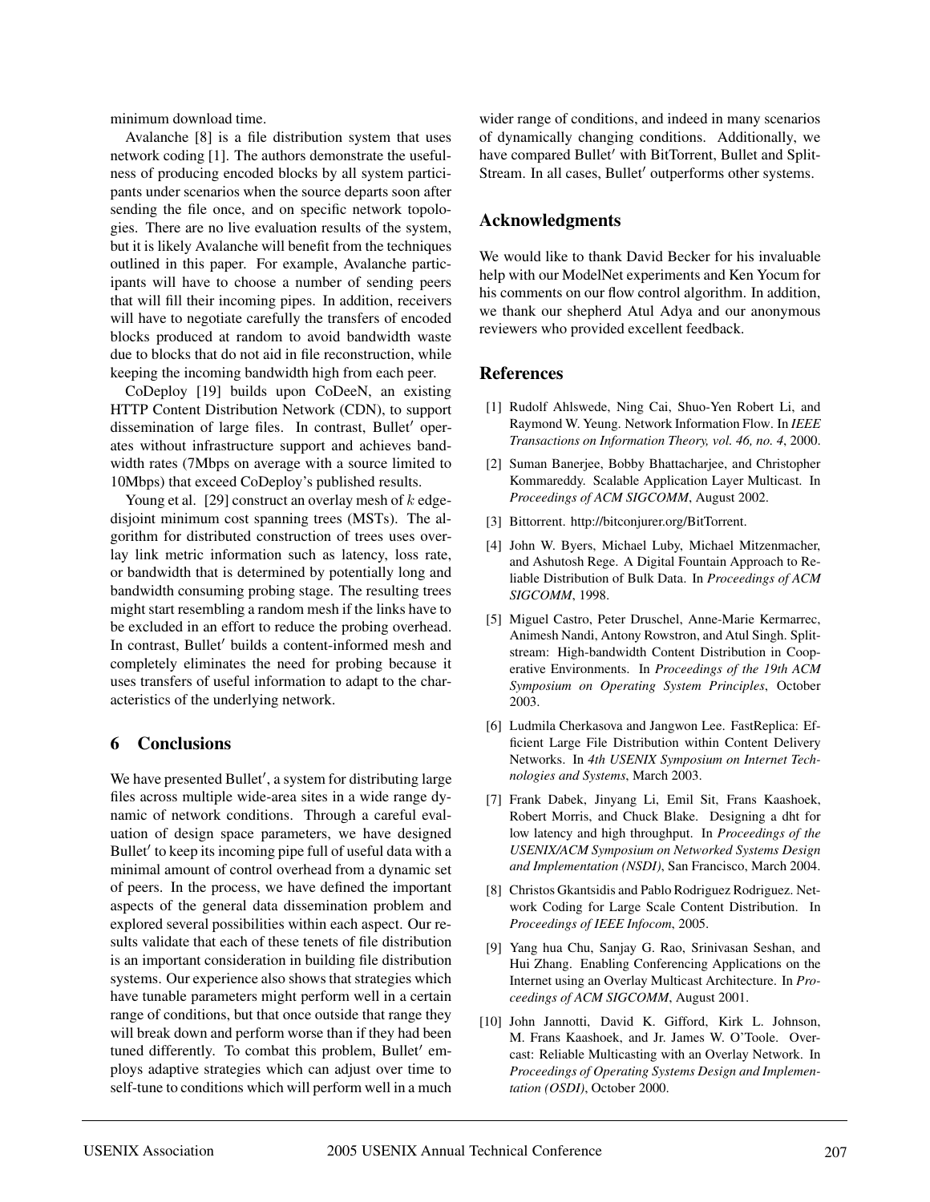minimum download time.

Avalanche [8] is a file distribution system that uses network coding [1]. The authors demonstrate the usefulness of producing encoded blocks by all system participants under scenarios when the source departs soon after sending the file once, and on specific network topologies. There are no live evaluation results of the system, but it is likely Avalanche will benefit from the techniques outlined in this paper. For example, Avalanche participants will have to choose a number of sending peers that will fill their incoming pipes. In addition, receivers will have to negotiate carefully the transfers of encoded blocks produced at random to avoid bandwidth waste due to blocks that do not aid in file reconstruction, while keeping the incoming bandwidth high from each peer.

CoDeploy [19] builds upon CoDeeN, an existing HTTP Content Distribution Network (CDN), to support dissemination of large files. In contrast, Bullet′ operates without infrastructure support and achieves bandwidth rates (7Mbps on average with a source limited to 10Mbps) that exceed CoDeploy's published results.

Young et al. [29] construct an overlay mesh of $k$ edge-disjoint minimum cost spanning trees (MSTs). The algorithm for distributed construction of trees uses overlay link metric information such as latency, loss rate, or bandwidth that is determined by potentially long and bandwidth consuming probing stage. The resulting trees might start resembling a random mesh if the links have to be excluded in an effort to reduce the probing overhead. In contrast, Bullet′ builds a content-informed mesh and completely eliminates the need for probing because it uses transfers of useful information to adapt to the characteristics of the underlying network.

## 6 Conclusions

We have presented Bullet′, a system for distributing large files across multiple wide-area sites in a wide range dynamic of network conditions. Through a careful evaluation of design space parameters, we have designed Bullet′ to keep its incoming pipe full of useful data with a minimal amount of control overhead from a dynamic set of peers. In the process, we have defined the important aspects of the general data dissemination problem and explored several possibilities within each aspect. Our results validate that each of these tenets of file distribution is an important consideration in building file distribution systems. Our experience also shows that strategies which have tunable parameters might perform well in a certain range of conditions, but that once outside that range they will break down and perform worse than if they had been tuned differently. To combat this problem, Bullet′ employs adaptive strategies which can adjust over time to self-tune to conditions which will perform well in a much wider range of conditions, and indeed in many scenarios of dynamically changing conditions. Additionally, we have compared Bullet′ with BitTorrent, Bullet and SplitStream. In all cases, Bullet′ outperforms other systems.

## Acknowledgments

We would like to thank David Becker for his invaluable help with our ModelNet experiments and Ken Yocum for his comments on our flow control algorithm. In addition, we thank our shepherd Atul Adya and our anonymous reviewers who provided excellent feedback.

## References

[1] Rudolf Ahlswede, Ning Cai, Shuo-Yen Robert Li, and Raymond W. Yeung. Network Information Flow. In *IEEE Transactions on Information Theory, vol. 46, no. 4*, 2000.

[2] Suman Banerjee, Bobby Bhattacharjee, and Christopher Kommareddy. Scalable Application Layer Multicast. In *Proceedings of ACM SIGCOMM*, August 2002.

[3] Bittorrent. http://bitconjurer.org/BitTorrent.

[4] John W. Byers, Michael Luby, Michael Mitzenmacher, and Ashutosh Rege. A Digital Fountain Approach to Reliable Distribution of Bulk Data. In *Proceedings of ACM SIGCOMM*, 1998.

[5] Miguel Castro, Peter Druschel, Anne-Marie Kermarrec, Animesh Nandi, Antony Rowstron, and Atul Singh. Splitstream: High-bandwidth Content Distribution in Cooperative Environments. In *Proceedings of the 19th ACM Symposium on Operating System Principles*, October 2003.

[6] Ludmila Cherkasova and Jangwon Lee. FastReplica: Efficient Large File Distribution within Content Delivery Networks. In *4th USENIX Symposium on Internet Technologies and Systems*, March 2003.

[7] Frank Dabek, Jinyang Li, Emil Sit, Frans Kaashoek, Robert Morris, and Chuck Blake. Designing a dht for low latency and high throughput. In *Proceedings of the USENIX/ACM Symposium on Networked Systems Design and Implementation (NSDI)*, San Francisco, March 2004.

[8] Christos Gkantsidis and Pablo Rodriguez Rodriguez. Network Coding for Large Scale Content Distribution. In *Proceedings of IEEE Infocom*, 2005.

[9] Yang hua Chu, Sanjay G. Rao, Srinivasan Seshan, and Hui Zhang. Enabling Conferencing Applications on the Internet using an Overlay Multicast Architecture. In *Proceedings of ACM SIGCOMM*, August 2001.

[10] John Jannotti, David K. Gifford, Kirk L. Johnson, M. Frans Kaashoek, and Jr. James W. O'Toole. Overcast: Reliable Multicasting with an Overlay Network. In *Proceedings of Operating Systems Design and Implementation (OSDI)*, October 2000.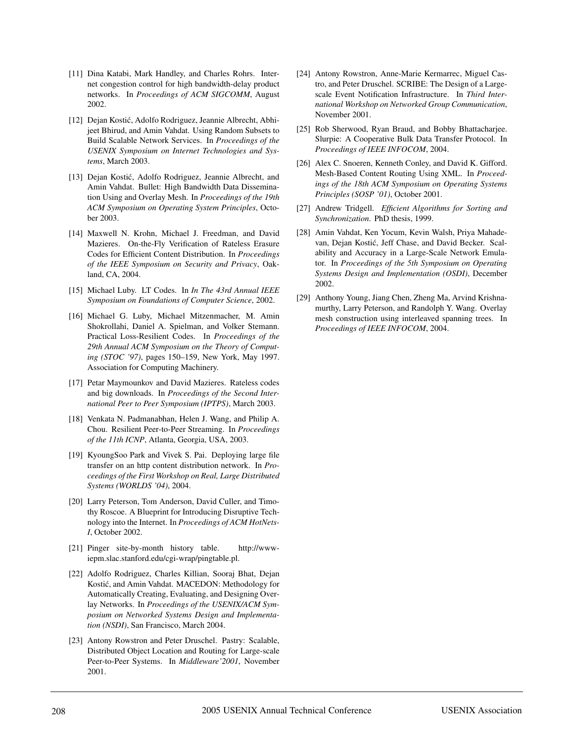[11] Dina Katabi, Mark Handley, and Charles Rohrs. Internet congestion control for high bandwidth-delay product networks. In *Proceedings of ACM SIGCOMM*, August 2002.

[12] Dejan Kostić, Adolfo Rodriguez, Jeannie Albrecht, Abhijeet Bhirud, and Amin Vahdat. Using Random Subsets to Build Scalable Network Services. In *Proceedings of the USENIX Symposium on Internet Technologies and Systems*, March 2003.

[13] Dejan Kostić, Adolfo Rodriguez, Jeannie Albrecht, and Amin Vahdat. Bullet: High Bandwidth Data Dissemination Using and Overlay Mesh. In *Proceedings of the 19th ACM Symposium on Operating System Principles*, October 2003.

[14] Maxwell N. Krohn, Michael J. Freedman, and David Mazieres. On-the-Fly Verification of Rateless Erasure Codes for Efficient Content Distribution. In *Proceedings of the IEEE Symposium on Security and Privacy*, Oakland, CA, 2004.

[15] Michael Luby. LT Codes. In *In The 43rd Annual IEEE Symposium on Foundations of Computer Science*, 2002.

[16] Michael G. Luby, Michael Mitzenmacher, M. Amin Shokrollahi, Daniel A. Spielman, and Volker Stemann. Practical Loss-Resilient Codes. In *Proceedings of the 29th Annual ACM Symposium on the Theory of Computing (STOC '97)*, pages 150–159, New York, May 1997. Association for Computing Machinery.

[17] Petar Maymounkov and David Mazieres. Rateless codes and big downloads. In *Proceedings of the Second International Peer to Peer Symposium (IPTPS)*, March 2003.

[18] Venkata N. Padmanabhan, Helen J. Wang, and Philip A. Chou. Resilient Peer-to-Peer Streaming. In *Proceedings of the 11th ICNP*, Atlanta, Georgia, USA, 2003.

[19] KyoungSoo Park and Vivek S. Pai. Deploying large file transfer on an http content distribution network. In *Proceedings of the First Workshop on Real, Large Distributed Systems (WORLDS '04)*, 2004.

[20] Larry Peterson, Tom Anderson, David Culler, and Timothy Roscoe. A Blueprint for Introducing Disruptive Technology into the Internet. In *Proceedings of ACM HotNets-I*, October 2002.

[21] Pinger site-by-month history table. http://www-iepm.slac.stanford.edu/cgi-wrap/pingtable.pl.

[22] Adolfo Rodriguez, Charles Killian, Sooraj Bhat, Dejan Kostić, and Amin Vahdat. MACEDON: Methodology for Automatically Creating, Evaluating, and Designing Overlay Networks. In *Proceedings of the USENIX/ACM Symposium on Networked Systems Design and Implementation (NSDI)*, San Francisco, March 2004.

[23] Antony Rowstron and Peter Druschel. Pastry: Scalable, Distributed Object Location and Routing for Large-scale Peer-to-Peer Systems. In *Middleware'2001*, November 2001.

[24] Antony Rowstron, Anne-Marie Kermarrec, Miguel Castro, and Peter Druschel. SCRIBE: The Design of a Large-scale Event Notification Infrastructure. In *Third International Workshop on Networked Group Communication*, November 2001.

[25] Rob Sherwood, Ryan Braud, and Bobby Bhattacharjee. Slurpie: A Cooperative Bulk Data Transfer Protocol. In *Proceedings of IEEE INFOCOM*, 2004.

[26] Alex C. Snoeren, Kenneth Conley, and David K. Gifford. Mesh-Based Content Routing Using XML. In *Proceedings of the 18th ACM Symposium on Operating Systems Principles (SOSP '01)*, October 2001.

[27] Andrew Tridgell. *Efficient Algorithms for Sorting and Synchronization*. PhD thesis, 1999.

[28] Amin Vahdat, Ken Yocum, Kevin Walsh, Priya Mahadevan, Dejan Kostić, Jeff Chase, and David Becker. Scalability and Accuracy in a Large-Scale Network Emulator. In *Proceedings of the 5th Symposium on Operating Systems Design and Implementation (OSDI)*, December 2002.

[29] Anthony Young, Jiang Chen, Zheng Ma, Arvind Krishnamurthy, Larry Peterson, and Randolph Y. Wang. Overlay mesh construction using interleaved spanning trees. In *Proceedings of IEEE INFOCOM*, 2004.